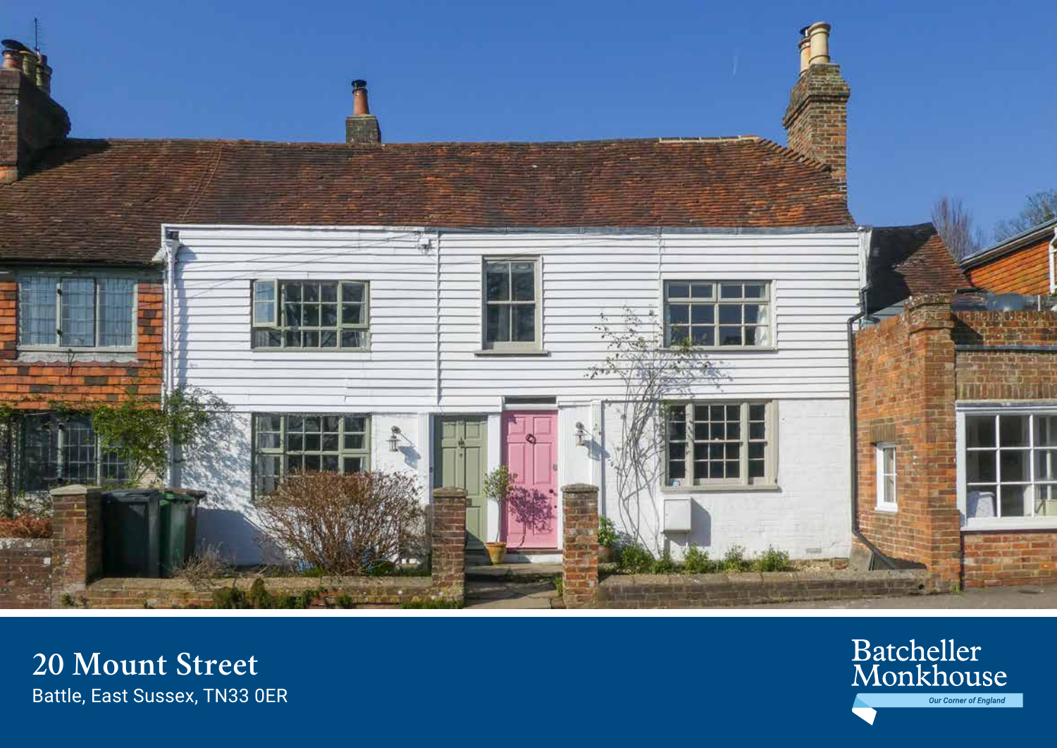# 20 Mount Street

Battle, East Sussex, TN33 0ER

Batcheller Monkhouse

*Our Corner of England*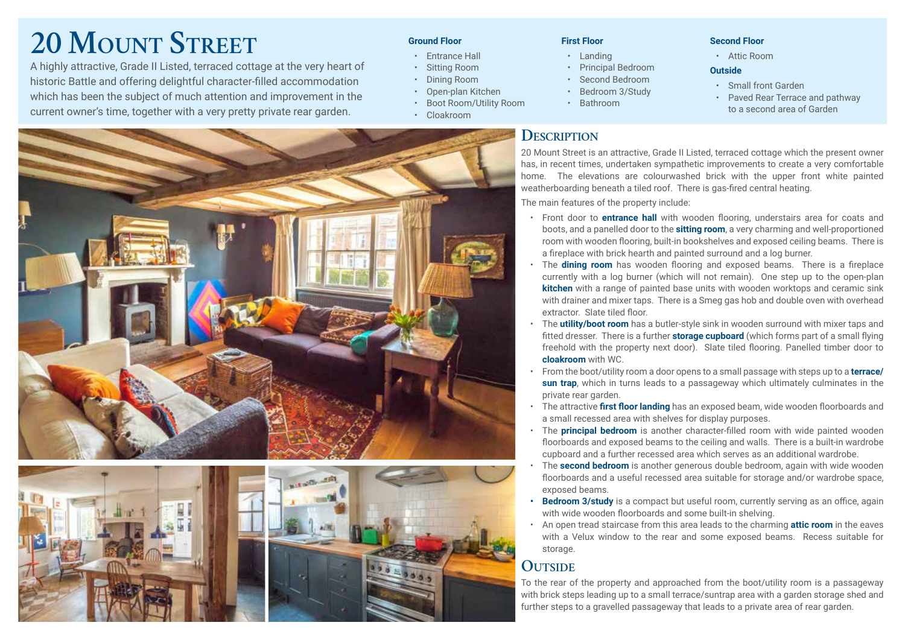# 20 Mount Street

A highly attractive, Grade II Listed, terraced cottage at the very heart of historic Battle and offering delightful character-filled accommodation which has been the subject of much attention and improvement in the current owner's time, together with a very pretty private rear garden.

**Ground Floor**

- Entrance Hall
- Sitting Room
- Dining Room
- Open-plan Kitchen
- Boot Room/Utility Room
- Cloakroom

**First Floor**

- Landing
- Principal Bedroom
- Second Bedroom
- Bedroom 3/Study
- Bathroom

**Second Floor**

- Attic Room

**Outside**

- Small front Garden
- Paved Rear Terrace and pathway to a second area of Garden

## Description

20 Mount Street is an attractive, Grade II Listed, terraced cottage which the present owner has, in recent times, undertaken sympathetic improvements to create a very comfortable home. The elevations are colourwashed brick with the upper front white painted weatherboarding beneath a tiled roof. There is gas-fired central heating.

The main features of the property include:

- Front door to **entrance hall** with wooden flooring, understairs area for coats and boots, and a panelled door to the **sitting room**, a very charming and well-proportioned room with wooden flooring, built-in bookshelves and exposed ceiling beams. There is a fireplace with brick hearth and painted surround and a log burner.
- The **dining room** has wooden flooring and exposed beams. There is a fireplace currently with a log burner (which will not remain). One step up to the open-plan **kitchen** with a range of painted base units with wooden worktops and ceramic sink with drainer and mixer taps. There is a Smeg gas hob and double oven with overhead extractor. Slate tiled floor.
- The **utility/boot room** has a butler-style sink in wooden surround with mixer taps and fitted dresser. There is a further **storage cupboard** (which forms part of a small flying freehold with the property next door). Slate tiled flooring. Panelled timber door to **cloakroom** with WC.
- From the boot/utility room a door opens to a small passage with steps up to a **terrace/ sun trap**, which in turns leads to a passageway which ultimately culminates in the private rear garden.
- The attractive **first floor landing** has an exposed beam, wide wooden floorboards and a small recessed area with shelves for display purposes.
- The **principal bedroom** is another character-filled room with wide painted wooden floorboards and exposed beams to the ceiling and walls. There is a built-in wardrobe cupboard and a further recessed area which serves as an additional wardrobe.
- The **second bedroom** is another generous double bedroom, again with wide wooden floorboards and a useful recessed area suitable for storage and/or wardrobe space, exposed beams.
- **Bedroom 3/study** is a compact but useful room, currently serving as an office, again with wide wooden floorboards and some built-in shelving.
- An open tread staircase from this area leads to the charming **attic room** in the eaves with a Velux window to the rear and some exposed beams. Recess suitable for storage.

## Outside

To the rear of the property and approached from the boot/utility room is a passageway with brick steps leading up to a small terrace/suntrap area with a garden storage shed and further steps to a gravelled passageway that leads to a private area of rear garden.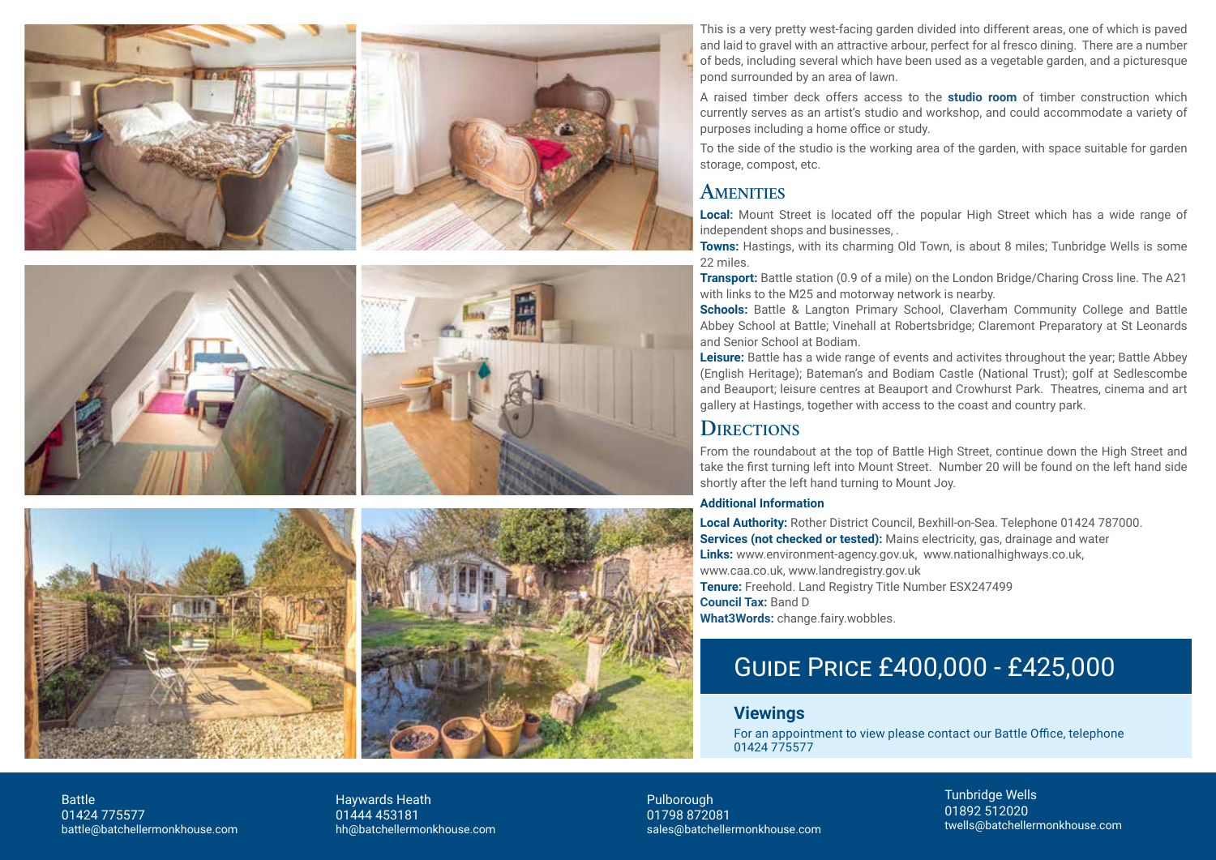This is a very pretty west-facing garden divided into different areas, one of which is paved and laid to gravel with an attractive arbour, perfect for al fresco dining. There are a number of beds, including several which have been used as a vegetable garden, and a picturesque pond surrounded by an area of lawn.

A raised timber deck offers access to the **studio room** of timber construction which currently serves as an artist's studio and workshop, and could accommodate a variety of purposes including a home office or study.

To the side of the studio is the working area of the garden, with space suitable for garden storage, compost, etc.

## Amenities

**Local:** Mount Street is located off the popular High Street which has a wide range of independent shops and businesses, .

**Towns:** Hastings, with its charming Old Town, is about 8 miles; Tunbridge Wells is some 22 miles.

**Transport:** Battle station (0.9 of a mile) on the London Bridge/Charing Cross line. The A21 with links to the M25 and motorway network is nearby.

**Schools:** Battle & Langton Primary School, Claverham Community College and Battle Abbey School at Battle; Vinehall at Robertsbridge; Claremont Preparatory at St Leonards and Senior School at Bodiam.

**Leisure:** Battle has a wide range of events and activites throughout the year; Battle Abbey (English Heritage); Bateman's and Bodiam Castle (National Trust); golf at Sedlescombe and Beauport; leisure centres at Beauport and Crowhurst Park. Theatres, cinema and art gallery at Hastings, together with access to the coast and country park.

## Directions

From the roundabout at the top of Battle High Street, continue down the High Street and take the first turning left into Mount Street. Number 20 will be found on the left hand side shortly after the left hand turning to Mount Joy.

### Additional Information

**Local Authority:** Rother District Council, Bexhill-on-Sea. Telephone 01424 787000.
**Services (not checked or tested):** Mains electricity, gas, drainage and water
**Links:** www.environment-agency.gov.uk, www.nationalhighways.co.uk, www.caa.co.uk, www.landregistry.gov.uk
**Tenure:** Freehold. Land Registry Title Number ESX247499
**Council Tax:** Band D
**What3Words:** change.fairy.wobbles.

## Guide Price £400,000 - £425,000

### Viewings

For an appointment to view please contact our Battle Office, telephone 01424 775577

Battle
01424 775577
battle@batchellermonkhouse.com

Haywards Heath
01444 453181
hh@batchellermonkhouse.com

Pulborough
01798 872081
sales@batchellermonkhouse.com

Tunbridge Wells
01892 512020
twells@batchellermonkhouse.com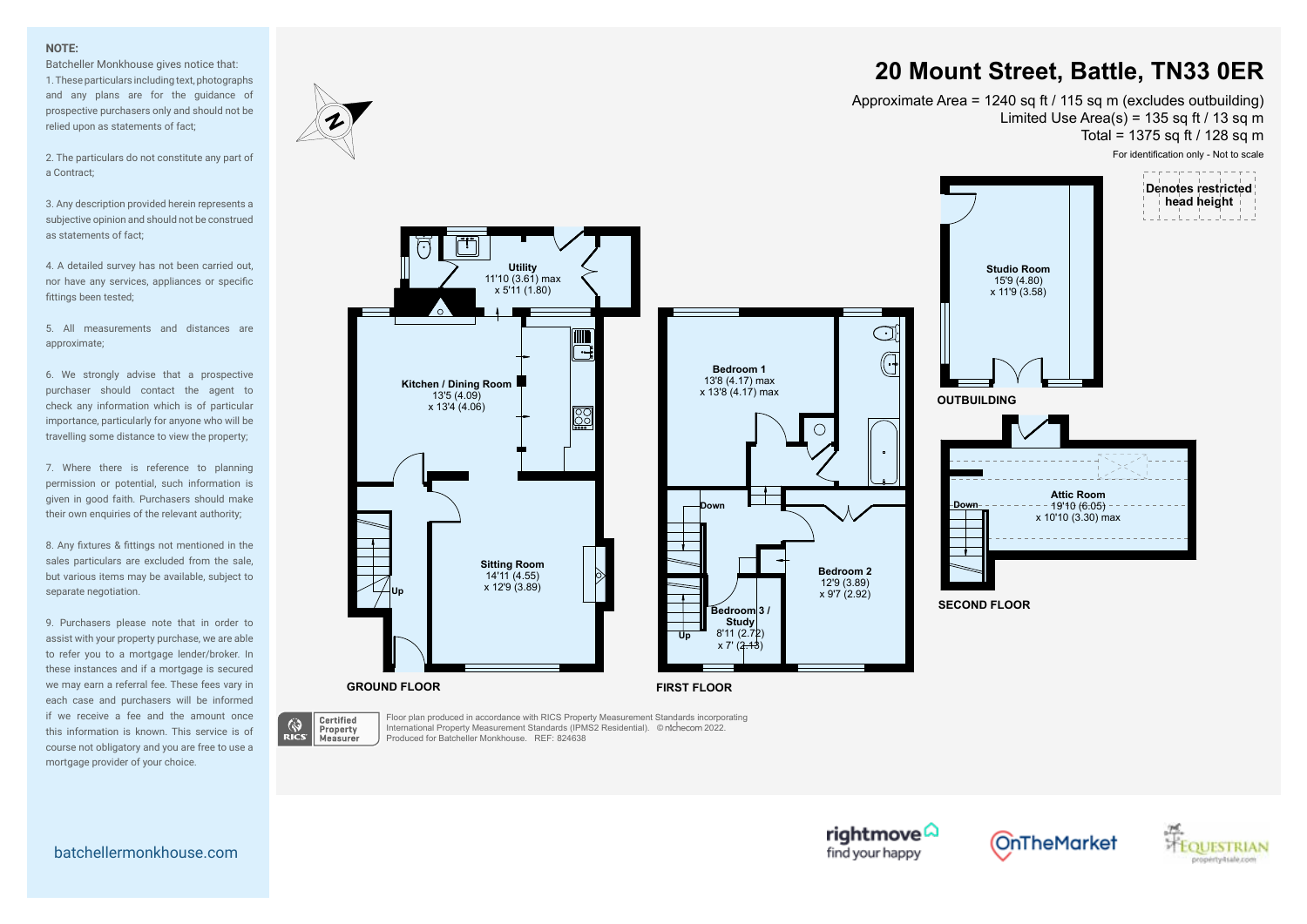**NOTE:**

Batcheller Monkhouse gives notice that:

1. These particulars including text, photographs and any plans are for the guidance of prospective purchasers only and should not be relied upon as statements of fact;
2. The particulars do not constitute any part of a Contract;
3. Any description provided herein represents a subjective opinion and should not be construed as statements of fact;
4. A detailed survey has not been carried out, nor have any services, appliances or specific fittings been tested;
5. All measurements and distances are approximate;
6. We strongly advise that a prospective purchaser should contact the agent to check any information which is of particular importance, particularly for anyone who will be travelling some distance to view the property;
7. Where there is reference to planning permission or potential, such information is given in good faith. Purchasers should make their own enquiries of the relevant authority;
8. Any fixtures & fittings not mentioned in the sales particulars are excluded from the sale, but various items may be available, subject to separate negotiation.
9. Purchasers please note that in order to assist with your property purchase, we are able to refer you to a mortgage lender/broker. In these instances and if a mortgage is secured we may earn a referral fee. These fees vary in each case and purchasers will be informed if we receive a fee and the amount once this information is known. This service is of course not obligatory and you are free to use a mortgage provider of your choice.

batchellermonkhouse.com

# 20 Mount Street, Battle, TN33 0ER

Approximate Area = 1240 sq ft / 115 sq m (excludes outbuilding)
Limited Use Area(s) = 135 sq ft / 13 sq m
Total = 1375 sq ft / 128 sq m

For identification only - Not to scale

Denotes restricted head height

**GROUND FLOOR**

**Utility**
11'10 (3.61) max
x 5'11 (1.80)

**Kitchen / Dining Room**
13'5 (4.09)
x 13'4 (4.06)

**Sitting Room**
14'11 (4.55)
x 12'9 (3.89)

Up

**FIRST FLOOR**

**Bedroom 1**
13'8 (4.17) max
x 13'8 (4.17) max

**Bedroom 2**
12'9 (3.89)
x 9'7 (2.92)

**Bedroom 3 / Study**
8'11 (2.72)
x 7' (2.13)

Down

Up

**SECOND FLOOR**

**Attic Room**
19'10 (6.05)
x 10'10 (3.30) max

Down

**OUTBUILDING**

**Studio Room**
15'9 (4.80)
x 11'9 (3.58)

Certified Property Measurer

Floor plan produced in accordance with RICS Property Measurement Standards incorporating International Property Measurement Standards (IPMS2 Residential). © nichecom 2022. Produced for Batcheller Monkhouse. REF: 824638

rightmove find your happy

OnTheMarket

Equestrian property4sale.com